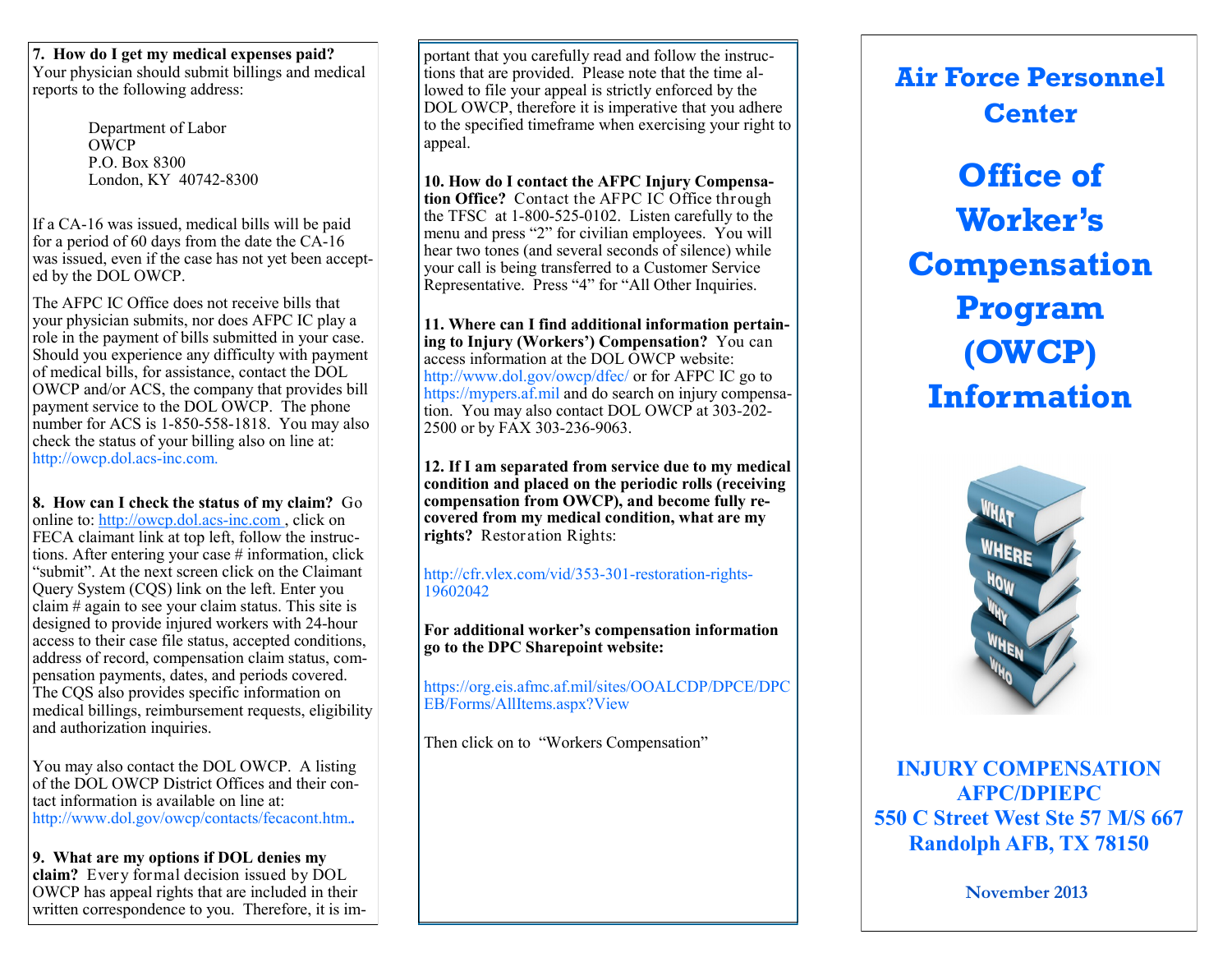**7. How do I get my medical expenses paid?** Your physician should submit billings and medical reports to the following address:

Department of Labor
OWCP
P.O. Box 8300
London, KY 40742-8300

If a CA-16 was issued, medical bills will be paid for a period of 60 days from the date the CA-16 was issued, even if the case has not yet been accepted by the DOL OWCP.

The AFPC IC Office does not receive bills that your physician submits, nor does AFPC IC play a role in the payment of bills submitted in your case. Should you experience any difficulty with payment of medical bills, for assistance, contact the DOL OWCP and/or ACS, the company that provides bill payment service to the DOL OWCP. The phone number for ACS is 1-850-558-1818. You may also check the status of your billing also on line at: http://owcp.dol.acs-inc.com.

**8. How can I check the status of my claim?** Go online to: http://owcp.dol.acs-inc.com , click on FECA claimant link at top left, follow the instructions. After entering your case # information, click "submit". At the next screen click on the Claimant Query System (CQS) link on the left. Enter you claim # again to see your claim status. This site is designed to provide injured workers with 24-hour access to their case file status, accepted conditions, address of record, compensation claim status, compensation payments, dates, and periods covered. The CQS also provides specific information on medical billings, reimbursement requests, eligibility and authorization inquiries.

You may also contact the DOL OWCP. A listing of the DOL OWCP District Offices and their contact information is available on line at: http://www.dol.gov/owcp/contacts/fecacont.htm..

**9. What are my options if DOL denies my claim?** Every formal decision issued by DOL OWCP has appeal rights that are included in their written correspondence to you. Therefore, it is important that you carefully read and follow the instructions that are provided. Please note that the time allowed to file your appeal is strictly enforced by the DOL OWCP, therefore it is imperative that you adhere to the specified timeframe when exercising your right to appeal.

**10. How do I contact the AFPC Injury Compensation Office?** Contact the AFPC IC Office through the TFSC at 1-800-525-0102. Listen carefully to the menu and press "2" for civilian employees. You will hear two tones (and several seconds of silence) while your call is being transferred to a Customer Service Representative. Press "4" for "All Other Inquiries.

**11. Where can I find additional information pertaining to Injury (Workers') Compensation?** You can access information at the DOL OWCP website: http://www.dol.gov/owcp/dfec/ or for AFPC IC go to https://mypers.af.mil and do search on injury compensation. You may also contact DOL OWCP at 303-202-2500 or by FAX 303-236-9063.

**12. If I am separated from service due to my medical condition and placed on the periodic rolls (receiving compensation from OWCP), and become fully recovered from my medical condition, what are my rights?** Restoration Rights:

http://cfr.vlex.com/vid/353-301-restoration-rights-19602042

**For additional worker's compensation information go to the DPC Sharepoint website:**

https://org.eis.afmc.af.mil/sites/OOALCDP/DPCE/DPCEB/Forms/AllItems.aspx?View

Then click on to "Workers Compensation"

# Air Force Personnel Center

# Office of Worker's Compensation Program (OWCP) Information

**INJURY COMPENSATION**
**AFPC/DPIEPC**
**550 C Street West Ste 57 M/S 667**
**Randolph AFB, TX 78150**

**November 2013**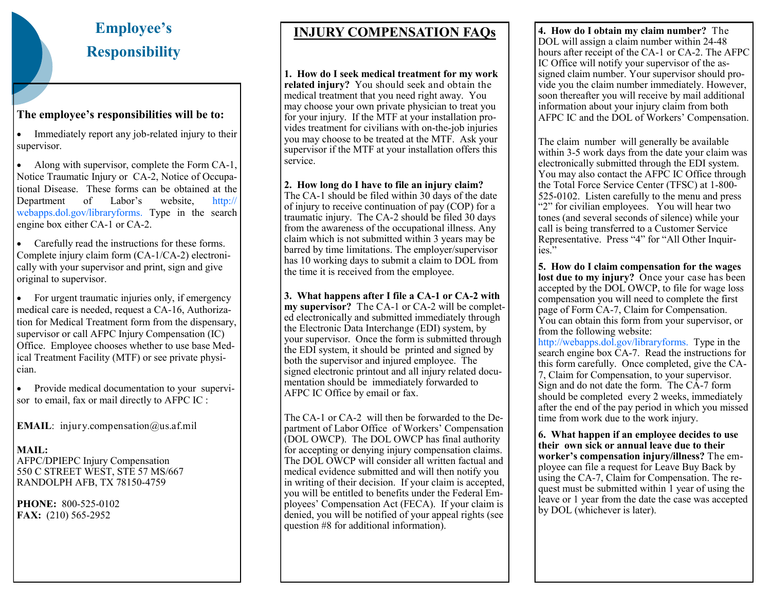## Employee's Responsibility

**The employee's responsibilities will be to:**

- Immediately report any job-related injury to their supervisor.
- Along with supervisor, complete the Form CA-1, Notice Traumatic Injury or CA-2, Notice of Occupational Disease. These forms can be obtained at the Department of Labor's website, http://webapps.dol.gov/libraryforms. Type in the search engine box either CA-1 or CA-2.
- Carefully read the instructions for these forms. Complete injury claim form (CA-1/CA-2) electronically with your supervisor and print, sign and give original to supervisor.
- For urgent traumatic injuries only, if emergency medical care is needed, request a CA-16, Authorization for Medical Treatment form from the dispensary, supervisor or call AFPC Injury Compensation (IC) Office. Employee chooses whether to use base Medical Treatment Facility (MTF) or see private physician.
- Provide medical documentation to your supervisor to email, fax or mail directly to AFPC IC :

**EMAIL**: injury.compensation@us.af.mil

**MAIL:**
AFPC/DPIEPC Injury Compensation
550 C STREET WEST, STE 57 MS/667
RANDOLPH AFB, TX 78150-4759

**PHONE:** 800-525-0102
**FAX:** (210) 565-2952

## INJURY COMPENSATION FAQs

**1. How do I seek medical treatment for my work related injury?** You should seek and obtain the medical treatment that you need right away. You may choose your own private physician to treat you for your injury. If the MTF at your installation provides treatment for civilians with on-the-job injuries you may choose to be treated at the MTF. Ask your supervisor if the MTF at your installation offers this service.

**2. How long do I have to file an injury claim?** The CA-1 should be filed within 30 days of the date of injury to receive continuation of pay (COP) for a traumatic injury. The CA-2 should be filed 30 days from the awareness of the occupational illness. Any claim which is not submitted within 3 years may be barred by time limitations. The employer/supervisor has 10 working days to submit a claim to DOL from the time it is received from the employee.

**3. What happens after I file a CA-1 or CA-2 with my supervisor?** The CA-1 or CA-2 will be completed electronically and submitted immediately through the Electronic Data Interchange (EDI) system, by your supervisor. Once the form is submitted through the EDI system, it should be printed and signed by both the supervisor and injured employee. The signed electronic printout and all injury related documentation should be immediately forwarded to AFPC IC Office by email or fax.

The CA-1 or CA-2 will then be forwarded to the Department of Labor Office of Workers' Compensation (DOL OWCP). The DOL OWCP has final authority for accepting or denying injury compensation claims. The DOL OWCP will consider all written factual and medical evidence submitted and will then notify you in writing of their decision. If your claim is accepted, you will be entitled to benefits under the Federal Employees' Compensation Act (FECA). If your claim is denied, you will be notified of your appeal rights (see question #8 for additional information).

**4. How do I obtain my claim number?** The DOL will assign a claim number within 24-48 hours after receipt of the CA-1 or CA-2. The AFPC IC Office will notify your supervisor of the assigned claim number. Your supervisor should provide you the claim number immediately. However, soon thereafter you will receive by mail additional information about your injury claim from both AFPC IC and the DOL of Workers' Compensation.

The claim number will generally be available within 3-5 work days from the date your claim was electronically submitted through the EDI system. You may also contact the AFPC IC Office through the Total Force Service Center (TFSC) at 1-800-525-0102. Listen carefully to the menu and press "2" for civilian employees. You will hear two tones (and several seconds of silence) while your call is being transferred to a Customer Service Representative. Press "4" for "All Other Inquiries."

**5. How do I claim compensation for the wages lost due to my injury?** Once your case has been accepted by the DOL OWCP, to file for wage loss compensation you will need to complete the first page of Form CA-7, Claim for Compensation. You can obtain this form from your supervisor, or from the following website: http://webapps.dol.gov/libraryforms. Type in the search engine box CA-7. Read the instructions for this form carefully. Once completed, give the CA-7, Claim for Compensation, to your supervisor. Sign and do not date the form. The CA-7 form should be completed every 2 weeks, immediately after the end of the pay period in which you missed time from work due to the work injury.

**6. What happen if an employee decides to use their own sick or annual leave due to their worker's compensation injury/illness?** The employee can file a request for Leave Buy Back by using the CA-7, Claim for Compensation. The request must be submitted within 1 year of using the leave or 1 year from the date the case was accepted by DOL (whichever is later).